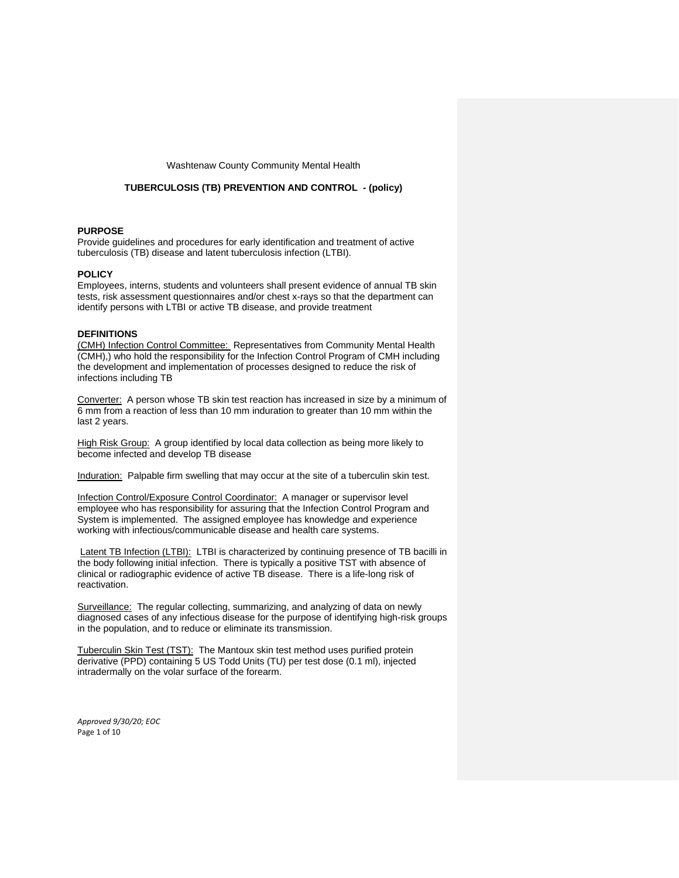Washtenaw County Community Mental Health

# TUBERCULOSIS (TB) PREVENTION AND CONTROL - (policy)

## PURPOSE

Provide guidelines and procedures for early identification and treatment of active tuberculosis (TB) disease and latent tuberculosis infection (LTBI).

## POLICY

Employees, interns, students and volunteers shall present evidence of annual TB skin tests, risk assessment questionnaires and/or chest x-rays so that the department can identify persons with LTBI or active TB disease, and provide treatment

## DEFINITIONS

(CMH) Infection Control Committee: Representatives from Community Mental Health (CMH),) who hold the responsibility for the Infection Control Program of CMH including the development and implementation of processes designed to reduce the risk of infections including TB

Converter: A person whose TB skin test reaction has increased in size by a minimum of 6 mm from a reaction of less than 10 mm induration to greater than 10 mm within the last 2 years.

High Risk Group: A group identified by local data collection as being more likely to become infected and develop TB disease

Induration: Palpable firm swelling that may occur at the site of a tuberculin skin test.

Infection Control/Exposure Control Coordinator: A manager or supervisor level employee who has responsibility for assuring that the Infection Control Program and System is implemented. The assigned employee has knowledge and experience working with infectious/communicable disease and health care systems.

Latent TB Infection (LTBI): LTBI is characterized by continuing presence of TB bacilli in the body following initial infection. There is typically a positive TST with absence of clinical or radiographic evidence of active TB disease. There is a life-long risk of reactivation.

Surveillance: The regular collecting, summarizing, and analyzing of data on newly diagnosed cases of any infectious disease for the purpose of identifying high-risk groups in the population, and to reduce or eliminate its transmission.

Tuberculin Skin Test (TST): The Mantoux skin test method uses purified protein derivative (PPD) containing 5 US Todd Units (TU) per test dose (0.1 ml), injected intradermally on the volar surface of the forearm.

*Approved 9/30/20; EOC*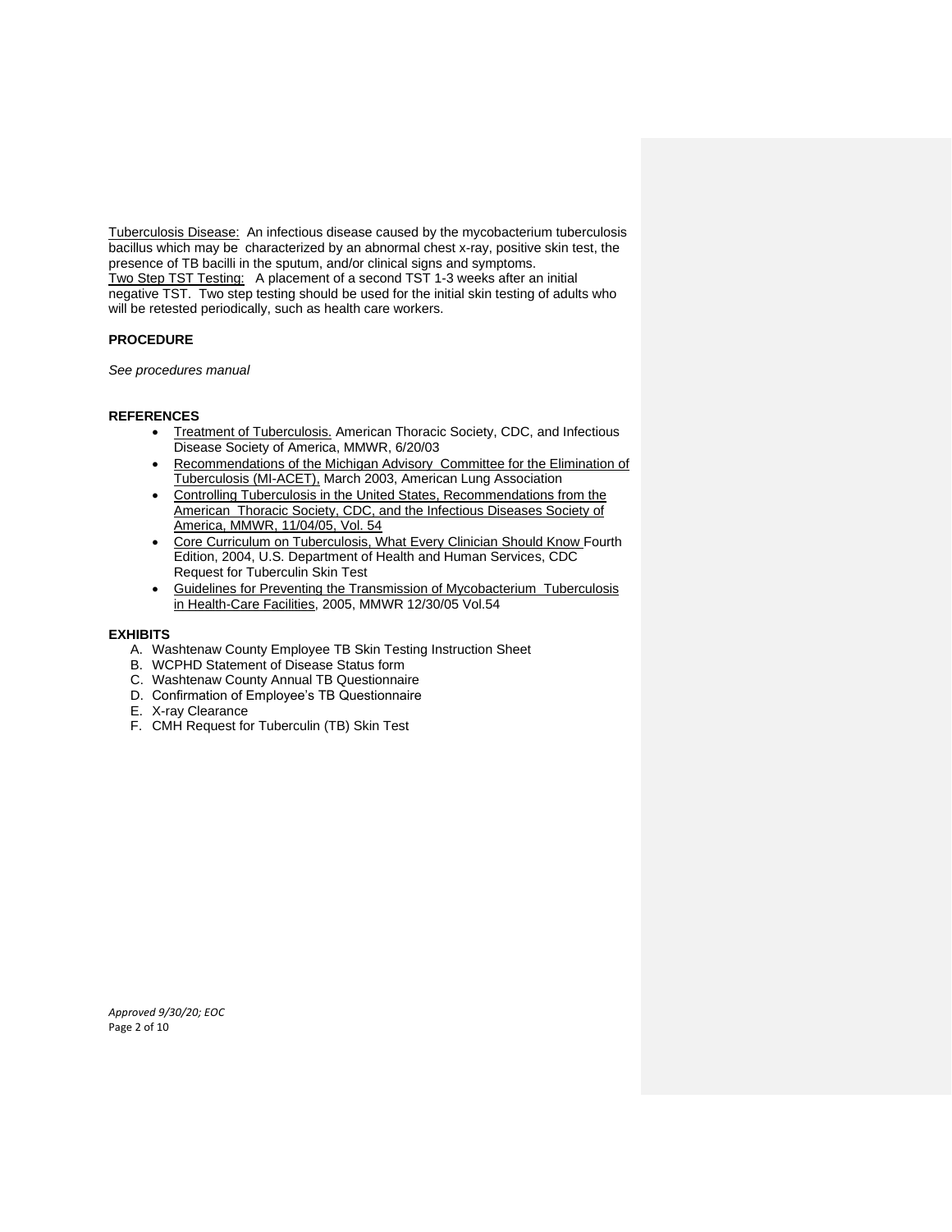Tuberculosis Disease: An infectious disease caused by the mycobacterium tuberculosis bacillus which may be characterized by an abnormal chest x-ray, positive skin test, the presence of TB bacilli in the sputum, and/or clinical signs and symptoms.
Two Step TST Testing: A placement of a second TST 1-3 weeks after an initial negative TST. Two step testing should be used for the initial skin testing of adults who will be retested periodically, such as health care workers.

**PROCEDURE**

*See procedures manual*

**REFERENCES**

- Treatment of Tuberculosis. American Thoracic Society, CDC, and Infectious Disease Society of America, MMWR, 6/20/03
- Recommendations of the Michigan Advisory Committee for the Elimination of Tuberculosis (MI-ACET), March 2003, American Lung Association
- Controlling Tuberculosis in the United States, Recommendations from the American Thoracic Society, CDC, and the Infectious Diseases Society of America, MMWR, 11/04/05, Vol. 54
- Core Curriculum on Tuberculosis, What Every Clinician Should Know Fourth Edition, 2004, U.S. Department of Health and Human Services, CDC Request for Tuberculin Skin Test
- Guidelines for Preventing the Transmission of Mycobacterium Tuberculosis in Health-Care Facilities, 2005, MMWR 12/30/05 Vol.54

**EXHIBITS**

A. Washtenaw County Employee TB Skin Testing Instruction Sheet
B. WCPHD Statement of Disease Status form
C. Washtenaw County Annual TB Questionnaire
D. Confirmation of Employee's TB Questionnaire
E. X-ray Clearance
F. CMH Request for Tuberculin (TB) Skin Test

*Approved 9/30/20; EOC*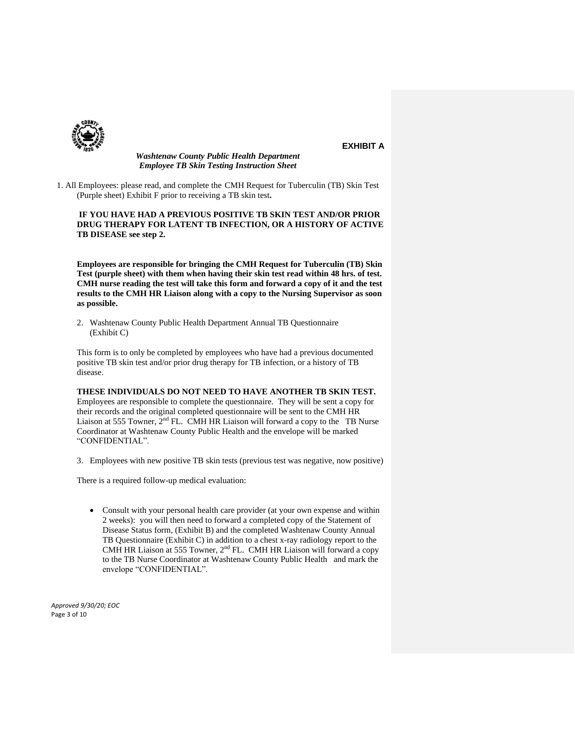**EXHIBIT A**

***Washtenaw County Public Health Department***
***Employee TB Skin Testing Instruction Sheet***

1. All Employees: please read, and complete the CMH Request for Tuberculin (TB) Skin Test (Purple sheet) Exhibit F prior to receiving a TB skin test**.**

   **IF YOU HAVE HAD A PREVIOUS POSITIVE TB SKIN TEST AND/OR PRIOR DRUG THERAPY FOR LATENT TB INFECTION, OR A HISTORY OF ACTIVE TB DISEASE see step 2.**

   **Employees are responsible for bringing the CMH Request for Tuberculin (TB) Skin Test (purple sheet) with them when having their skin test read within 48 hrs. of test. CMH nurse reading the test will take this form and forward a copy of it and the test results to the CMH HR Liaison along with a copy to the Nursing Supervisor as soon as possible.**

2. Washtenaw County Public Health Department Annual TB Questionnaire (Exhibit C)

   This form is to only be completed by employees who have had a previous documented positive TB skin test and/or prior drug therapy for TB infection, or a history of TB disease.

   **THESE INDIVIDUALS DO NOT NEED TO HAVE ANOTHER TB SKIN TEST.** Employees are responsible to complete the questionnaire. They will be sent a copy for their records and the original completed questionnaire will be sent to the CMH HR Liaison at 555 Towner, 2nd FL. CMH HR Liaison will forward a copy to the TB Nurse Coordinator at Washtenaw County Public Health and the envelope will be marked "CONFIDENTIAL".

3. Employees with new positive TB skin tests (previous test was negative, now positive)

   There is a required follow-up medical evaluation:

   - Consult with your personal health care provider (at your own expense and within 2 weeks): you will then need to forward a completed copy of the Statement of Disease Status form, (Exhibit B) and the completed Washtenaw County Annual TB Questionnaire (Exhibit C) in addition to a chest x-ray radiology report to the CMH HR Liaison at 555 Towner, 2nd FL. CMH HR Liaison will forward a copy to the TB Nurse Coordinator at Washtenaw County Public Health and mark the envelope "CONFIDENTIAL".

*Approved 9/30/20; EOC*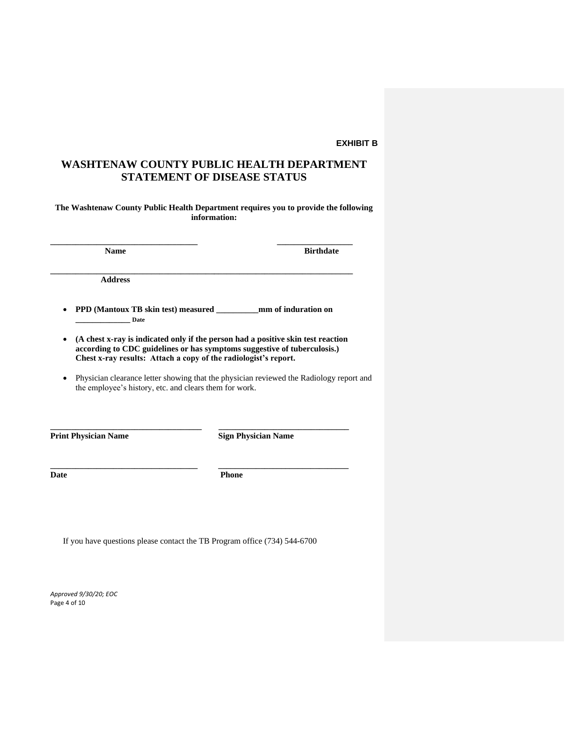**EXHIBIT B**

# WASHTENAW COUNTY PUBLIC HEALTH DEPARTMENT STATEMENT OF DISEASE STATUS

**The Washtenaw County Public Health Department requires you to provide the following information:**

**\_\_\_\_\_\_\_\_\_\_\_\_\_\_\_\_\_\_\_\_\_\_\_\_\_\_\_\_\_\_\_\_\_\_\_\_ \_\_\_\_\_\_\_\_\_\_\_\_\_\_\_\_\_\_\_**
**Name Birthdate**

**\_\_\_\_\_\_\_\_\_\_\_\_\_\_\_\_\_\_\_\_\_\_\_\_\_\_\_\_\_\_\_\_\_\_\_\_\_\_\_\_\_\_\_\_\_\_\_\_\_\_\_\_\_\_\_\_\_\_\_\_\_\_\_\_\_\_\_\_\_\_\_\_\_**
**Address**

- **PPD (Mantoux TB skin test) measured \_\_\_\_\_\_\_\_\_\_mm of induration on \_\_\_\_\_\_\_\_\_\_\_\_\_\_ Date**
- **(A chest x-ray is indicated only if the person had a positive skin test reaction according to CDC guidelines or has symptoms suggestive of tuberculosis.) Chest x-ray results: Attach a copy of the radiologist's report.**
- Physician clearance letter showing that the physician reviewed the Radiology report and the employee's history, etc. and clears them for work.

**\_\_\_\_\_\_\_\_\_\_\_\_\_\_\_\_\_\_\_\_\_\_\_\_\_\_\_\_\_\_\_\_\_\_\_\_ \_\_\_\_\_\_\_\_\_\_\_\_\_\_\_\_\_\_\_\_\_\_\_\_\_\_\_\_\_\_\_\_**
**Print Physician Name Sign Physician Name**

**\_\_\_\_\_\_\_\_\_\_\_\_\_\_\_\_\_\_\_\_\_\_\_\_\_\_\_\_\_\_\_\_\_\_\_\_ \_\_\_\_\_\_\_\_\_\_\_\_\_\_\_\_\_\_\_\_\_\_\_\_\_\_\_\_\_\_\_\_**
**Date Phone**

If you have questions please contact the TB Program office (734) 544-6700

*Approved 9/30/20; EOC*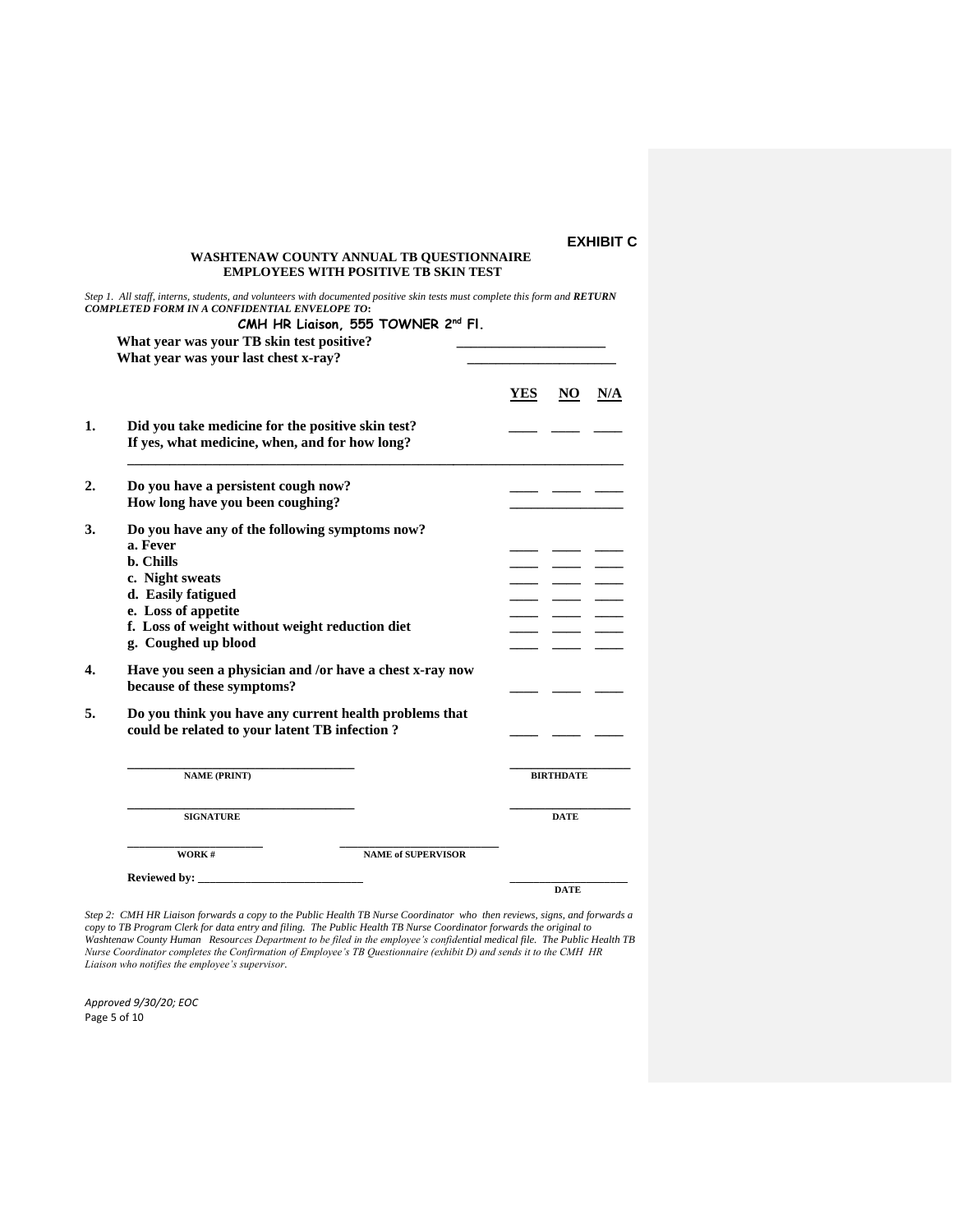**EXHIBIT C**

**WASHTENAW COUNTY ANNUAL TB QUESTIONNAIRE**
**EMPLOYEES WITH POSITIVE TB SKIN TEST**

*Step 1. All staff, interns, students, and volunteers with documented positive skin tests must complete this form and **RETURN COMPLETED FORM IN A CONFIDENTIAL ENVELOPE TO**:*

**CMH HR Liaison, 555 TOWNER 2nd Fl.**

**What year was your TB skin test positive?** ______________________

**What year was your last chest x-ray?** ______________________

| | | YES | NO | N/A |
|---|---|---|---|---|
| **1.** | **Did you take medicine for the positive skin test?** | ____ | ____ | ____ |
| | **If yes, what medicine, when, and for how long?** ______________________________ | | | |
| **2.** | **Do you have a persistent cough now?** | ____ | ____ | ____ |
| | **How long have you been coughing?** ________________ | | | |
| **3.** | **Do you have any of the following symptoms now?** | | | |
| | **a. Fever** | ____ | ____ | ____ |
| | **b. Chills** | ____ | ____ | ____ |
| | **c. Night sweats** | ____ | ____ | ____ |
| | **d. Easily fatigued** | ____ | ____ | ____ |
| | **e. Loss of appetite** | ____ | ____ | ____ |
| | **f. Loss of weight without weight reduction diet** | ____ | ____ | ____ |
| | **g. Coughed up blood** | ____ | ____ | ____ |
| **4.** | **Have you seen a physician and /or have a chest x-ray now because of these symptoms?** | ____ | ____ | ____ |
| **5.** | **Do you think you have any current health problems that could be related to your latent TB infection ?** | ____ | ____ | ____ |

___________________________________ ___________________
**NAME (PRINT)** **BIRTHDATE**

___________________________________ ___________________
**SIGNATURE** **DATE**

______________________ ___________________________
**WORK #** **NAME of SUPERVISOR**

**Reviewed by:** ___________________________ ___________________
**DATE**

*Step 2: CMH HR Liaison forwards a copy to the Public Health TB Nurse Coordinator who then reviews, signs, and forwards a copy to TB Program Clerk for data entry and filing. The Public Health TB Nurse Coordinator forwards the original to Washtenaw County Human Resources Department to be filed in the employee's confidential medical file. The Public Health TB Nurse Coordinator completes the Confirmation of Employee's TB Questionnaire (exhibit D) and sends it to the CMH HR Liaison who notifies the employee's supervisor.*

*Approved 9/30/20; EOC*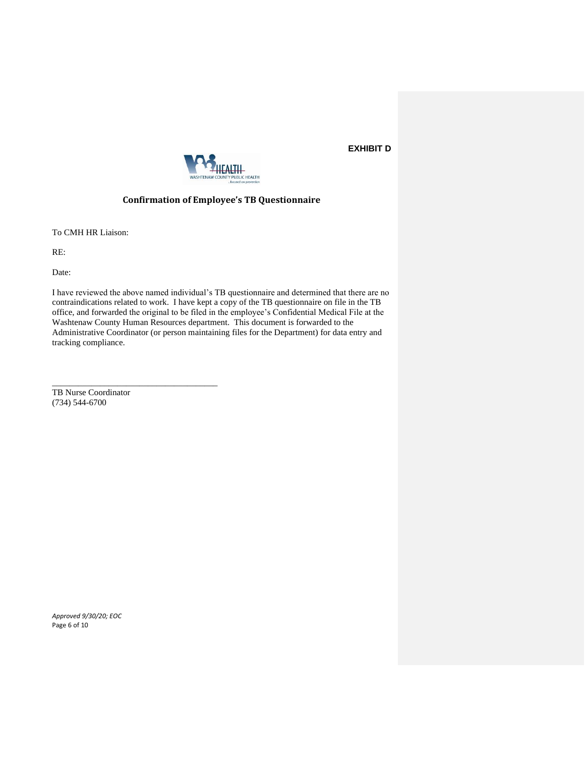**EXHIBIT D**

WASHTENAW COUNTY PUBLIC HEALTH

## Confirmation of Employee's TB Questionnaire

To CMH HR Liaison:

RE:

Date:

I have reviewed the above named individual's TB questionnaire and determined that there are no contraindications related to work. I have kept a copy of the TB questionnaire on file in the TB office, and forwarded the original to be filed in the employee's Confidential Medical File at the Washtenaw County Human Resources department. This document is forwarded to the Administrative Coordinator (or person maintaining files for the Department) for data entry and tracking compliance.

_____________________________________

TB Nurse Coordinator
(734) 544-6700

*Approved 9/30/20; EOC*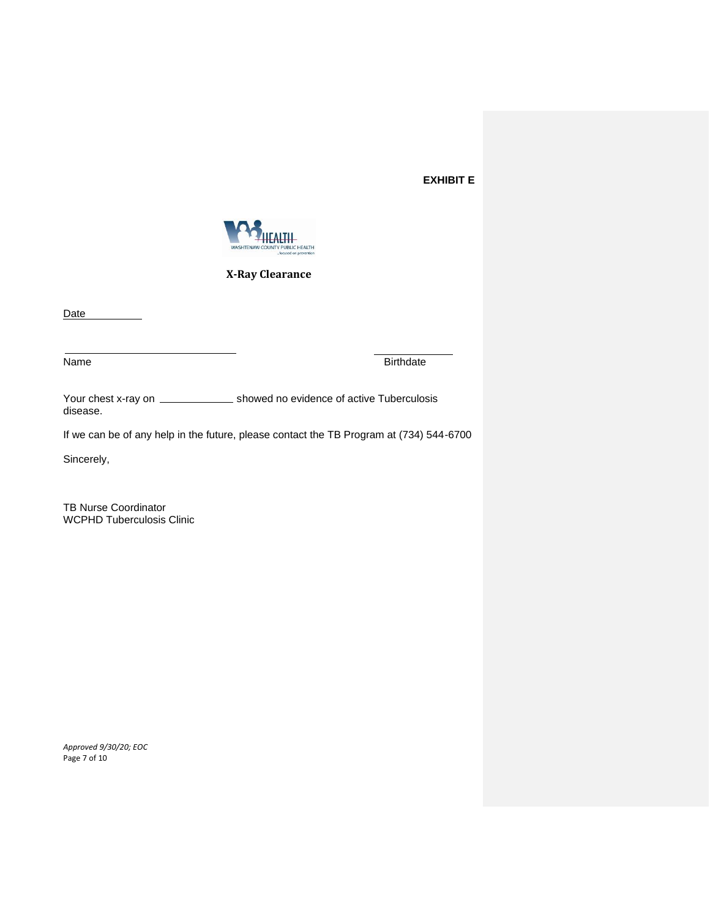**EXHIBIT E**

**X-Ray Clearance**

Date \_\_\_\_\_\_\_\_\_\_

\_\_\_\_\_\_\_\_\_\_\_\_\_\_\_\_\_\_\_\_\_\_\_\_\_\_\_\_\_\_ \_\_\_\_\_\_\_\_\_\_\_\_\_\_

Name Birthdate

Your chest x-ray on \_\_\_\_\_\_\_\_\_\_\_\_\_ showed no evidence of active Tuberculosis disease.

If we can be of any help in the future, please contact the TB Program at (734) 544-6700

Sincerely,

TB Nurse Coordinator
WCPHD Tuberculosis Clinic

*Approved 9/30/20; EOC*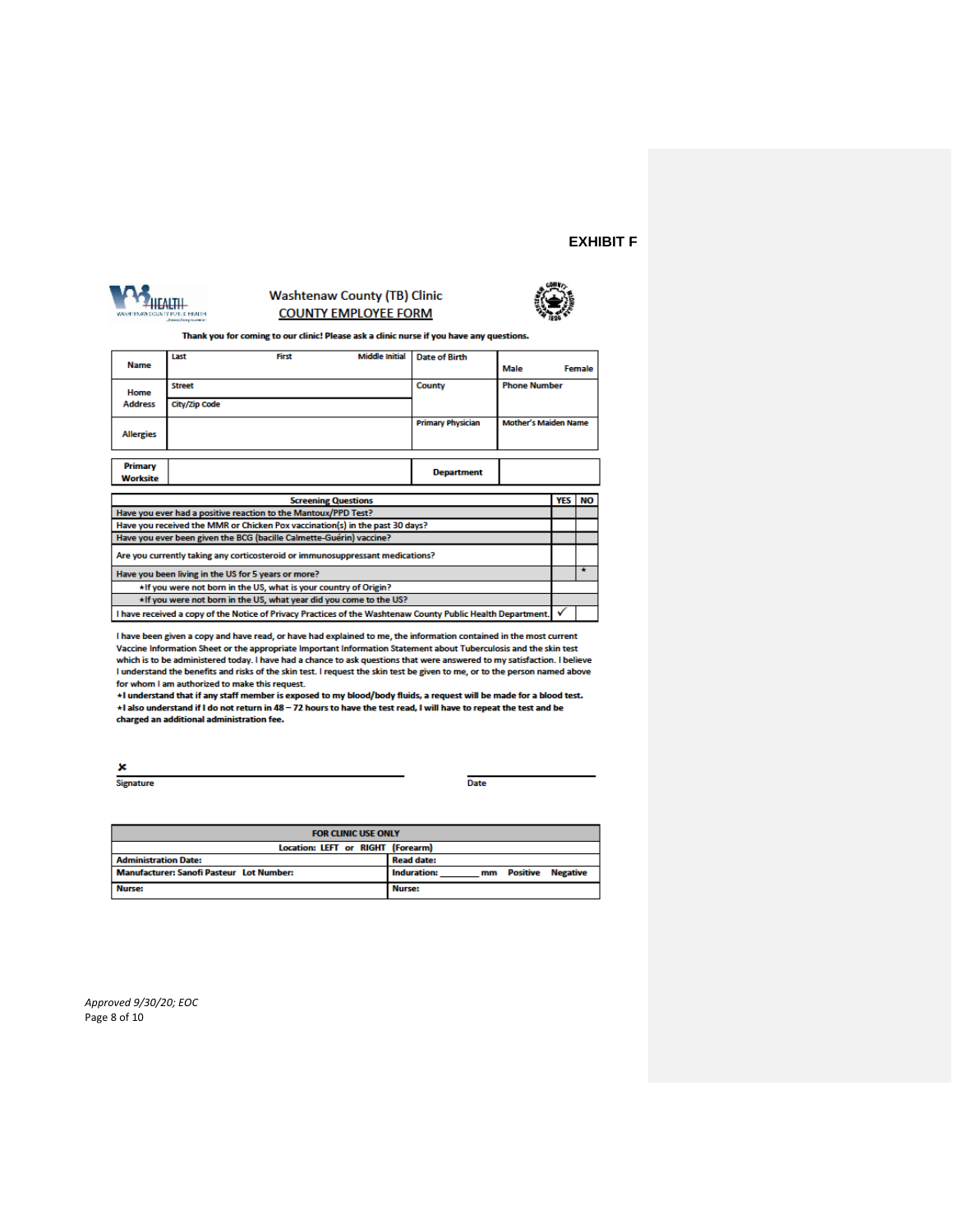**EXHIBIT F**

## Washtenaw County (TB) Clinic

### COUNTY EMPLOYEE FORM

**Thank you for coming to our clinic! Please ask a clinic nurse if you have any questions.**

| Name | Last / First / Middle Initial | Date of Birth | Male / Female |
|---|---|---|---|
| Home Address | Street | County | Phone Number |
| | City/Zip Code | | |
| Allergies | | Primary Physician | Mother's Maiden Name |

| Primary Worksite | | Department | |
|---|---|---|---|

| Screening Questions | YES | NO |
|---|---|---|
| Have you ever had a positive reaction to the Mantoux/PPD Test? | | |
| Have you received the MMR or Chicken Pox vaccination(s) in the past 30 days? | | |
| Have you ever been given the BCG (bacille Calmette-Guérin) vaccine? | | |
| Are you currently taking any corticosteroid or immunosuppressant medications? | | |
| Have you been living in the US for 5 years or more? | | * |
| *If you were not born in the US, what is your country of Origin? | | |
| *If you were not born in the US, what year did you come to the US? | | |
| I have received a copy of the Notice of Privacy Practices of the Washtenaw County Public Health Department. | ✓ | |

I have been given a copy and have read, or have had explained to me, the information contained in the most current Vaccine Information Sheet or the appropriate Important Information Statement about Tuberculosis and the skin test which is to be administered today. I have had a chance to ask questions that were answered to my satisfaction. I believe I understand the benefits and risks of the skin test. I request the skin test be given to me, or to the person named above for whom I am authorized to make this request.

**\*I understand that if any staff member is exposed to my blood/body fluids, a request will be made for a blood test.**

**\*I also understand if I do not return in 48 – 72 hours to have the test read, I will have to repeat the test and be charged an additional administration fee.**

x ______________________________ Signature

______________________________ Date

| FOR CLINIC USE ONLY | |
|---|---|
| Location: LEFT or RIGHT (Forearm) | |
| Administration Date: | Read date: |
| Manufacturer: Sanofi Pasteur Lot Number: | Induration: _______ mm Positive Negative |
| Nurse: | Nurse: |

*Approved 9/30/20; EOC*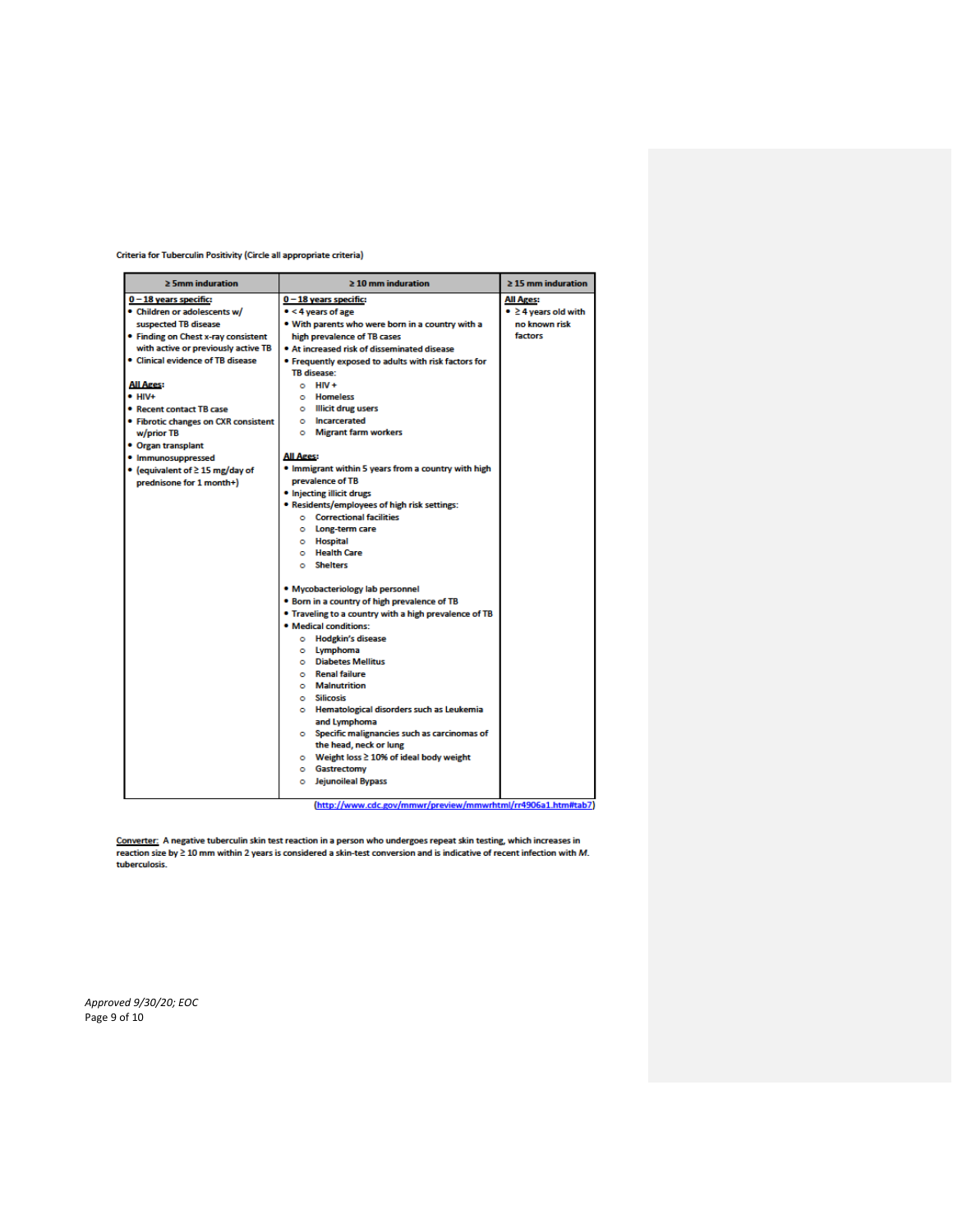Criteria for Tuberculin Positivity (Circle all appropriate criteria)

| ≥ 5mm induration | ≥ 10 mm induration | ≥ 15 mm induration |
|---|---|---|
| **<u>0 – 18 years specific:</u>**<br>• Children or adolescents w/ suspected TB disease<br>• Finding on Chest x-ray consistent with active or previously active TB<br>• Clinical evidence of TB disease<br><br>**<u>All Ages:</u>**<br>• HIV+<br>• Recent contact TB case<br>• Fibrotic changes on CXR consistent w/prior TB<br>• Organ transplant<br>• Immunosuppressed<br>• (equivalent of ≥ 15 mg/day of prednisone for 1 month+) | **<u>0 – 18 years specific:</u>**<br>• < 4 years of age<br>• With parents who were born in a country with a high prevalence of TB cases<br>• At increased risk of disseminated disease<br>• Frequently exposed to adults with risk factors for TB disease:<br>○ HIV +<br>○ Homeless<br>○ Illicit drug users<br>○ Incarcerated<br>○ Migrant farm workers<br><br>**<u>All Ages:</u>**<br>• Immigrant within 5 years from a country with high prevalence of TB<br>• Injecting illicit drugs<br>• Residents/employees of high risk settings:<br>○ Correctional facilities<br>○ Long-term care<br>○ Hospital<br>○ Health Care<br>○ Shelters<br><br>• Mycobacteriology lab personnel<br>• Born in a country of high prevalence of TB<br>• Traveling to a country with a high prevalence of TB<br>• Medical conditions:<br>○ Hodgkin's disease<br>○ Lymphoma<br>○ Diabetes Mellitus<br>○ Renal failure<br>○ Malnutrition<br>○ Silicosis<br>○ Hematological disorders such as Leukemia and Lymphoma<br>○ Specific malignancies such as carcinomas of the head, neck or lung<br>○ Weight loss ≥ 10% of ideal body weight<br>○ Gastrectomy<br>○ Jejunoileal Bypass | **<u>All Ages:</u>**<br>• ≥ 4 years old with no known risk factors |

(http://www.cdc.gov/mmwr/preview/mmwrhtml/rr4906a1.htm#tab7)

<u>Converter:</u> A negative tuberculin skin test reaction in a person who undergoes repeat skin testing, which increases in reaction size by ≥ 10 mm within 2 years is considered a skin-test conversion and is indicative of recent infection with *M. tuberculosis*.

*Approved 9/30/20; EOC*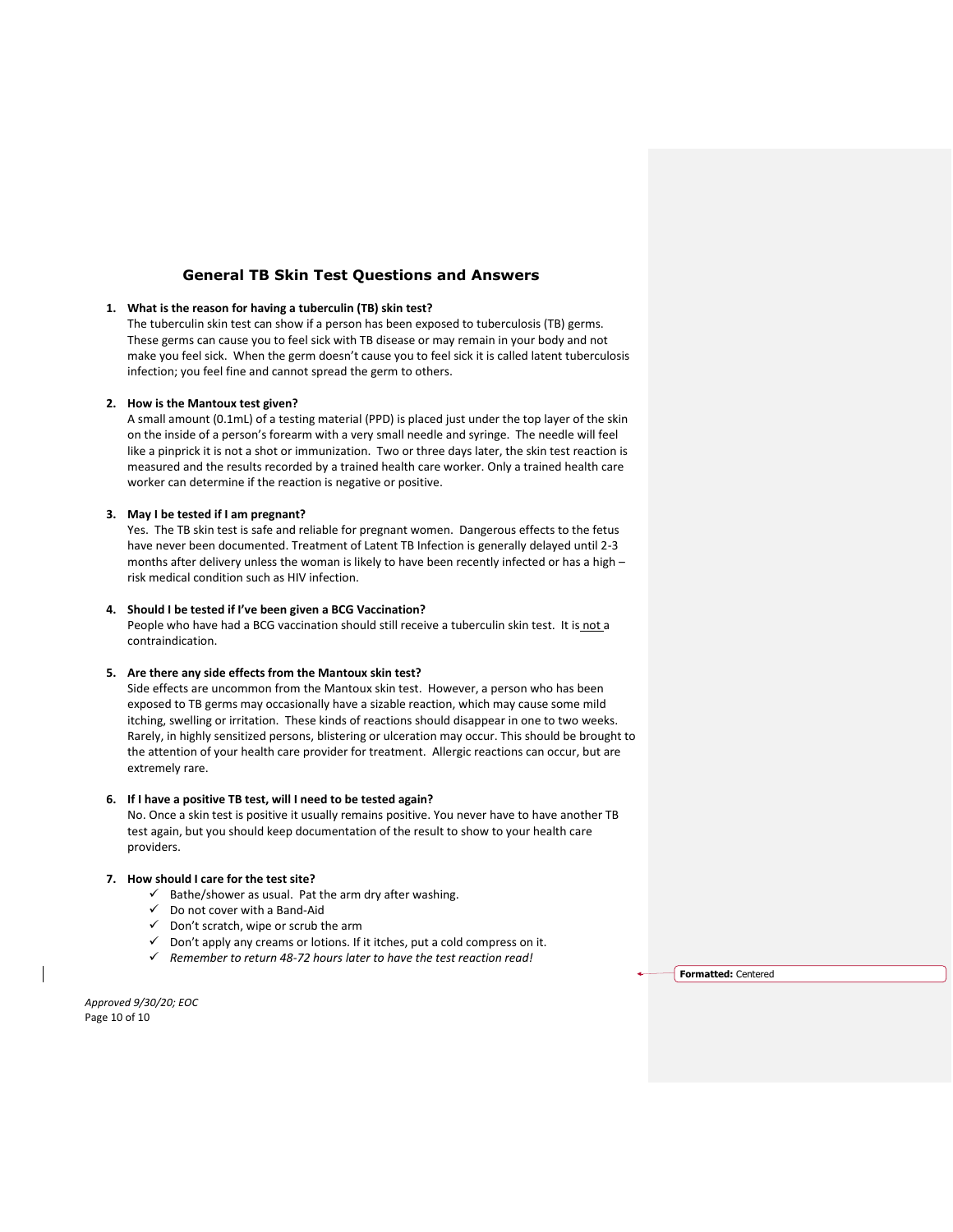## General TB Skin Test Questions and Answers

1. **What is the reason for having a tuberculin (TB) skin test?**
   The tuberculin skin test can show if a person has been exposed to tuberculosis (TB) germs. These germs can cause you to feel sick with TB disease or may remain in your body and not make you feel sick. When the germ doesn't cause you to feel sick it is called latent tuberculosis infection; you feel fine and cannot spread the germ to others.

2. **How is the Mantoux test given?**
   A small amount (0.1mL) of a testing material (PPD) is placed just under the top layer of the skin on the inside of a person's forearm with a very small needle and syringe. The needle will feel like a pinprick it is not a shot or immunization. Two or three days later, the skin test reaction is measured and the results recorded by a trained health care worker. Only a trained health care worker can determine if the reaction is negative or positive.

3. **May I be tested if I am pregnant?**
   Yes. The TB skin test is safe and reliable for pregnant women. Dangerous effects to the fetus have never been documented. Treatment of Latent TB Infection is generally delayed until 2-3 months after delivery unless the woman is likely to have been recently infected or has a high – risk medical condition such as HIV infection.

4. **Should I be tested if I've been given a BCG Vaccination?**
   People who have had a BCG vaccination should still receive a tuberculin skin test. It is not a contraindication.

5. **Are there any side effects from the Mantoux skin test?**
   Side effects are uncommon from the Mantoux skin test. However, a person who has been exposed to TB germs may occasionally have a sizable reaction, which may cause some mild itching, swelling or irritation. These kinds of reactions should disappear in one to two weeks. Rarely, in highly sensitized persons, blistering or ulceration may occur. This should be brought to the attention of your health care provider for treatment. Allergic reactions can occur, but are extremely rare.

6. **If I have a positive TB test, will I need to be tested again?**
   No. Once a skin test is positive it usually remains positive. You never have to have another TB test again, but you should keep documentation of the result to show to your health care providers.

7. **How should I care for the test site?**
   - ✓ Bathe/shower as usual. Pat the arm dry after washing.
   - ✓ Do not cover with a Band-Aid
   - ✓ Don't scratch, wipe or scrub the arm
   - ✓ Don't apply any creams or lotions. If it itches, put a cold compress on it.
   - ✓ *Remember to return 48-72 hours later to have the test reaction read!*

*Approved 9/30/20; EOC*

**Formatted:** Centered